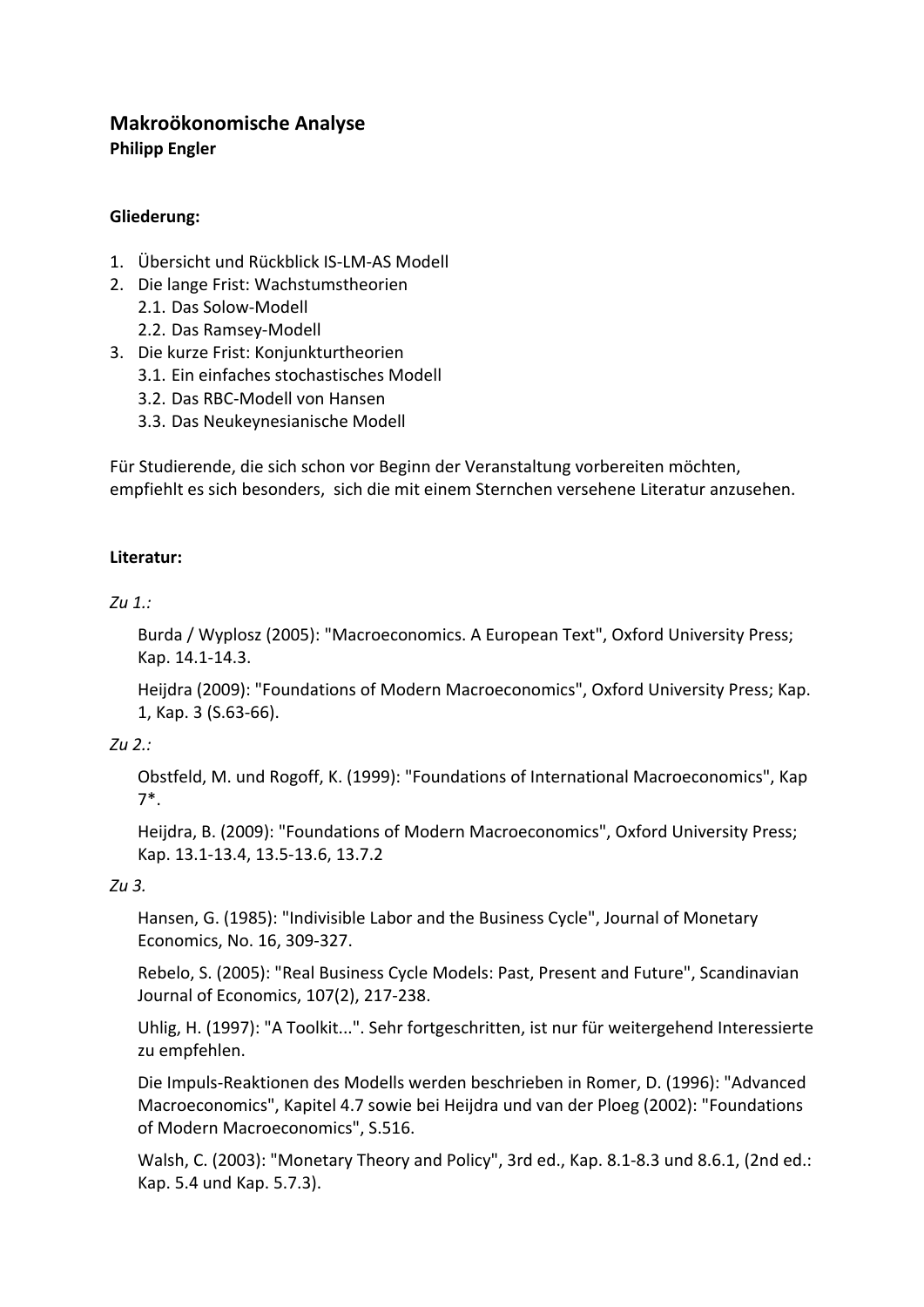# Makroökonomische Analyse

**Philipp Engler**

**Gliederung:**

1. Übersicht und Rückblick IS-LM-AS Modell
2. Die lange Frist: Wachstumstheorien
   2.1. Das Solow-Modell
   2.2. Das Ramsey-Modell
3. Die kurze Frist: Konjunkturtheorien
   3.1. Ein einfaches stochastisches Modell
   3.2. Das RBC-Modell von Hansen
   3.3. Das Neukeynesianische Modell

Für Studierende, die sich schon vor Beginn der Veranstaltung vorbereiten möchten, empfiehlt es sich besonders, sich die mit einem Sternchen versehene Literatur anzusehen.

**Literatur:**

*Zu 1.:*

Burda / Wyplosz (2005): "Macroeconomics. A European Text", Oxford University Press; Kap. 14.1-14.3.

Heijdra (2009): "Foundations of Modern Macroeconomics", Oxford University Press; Kap. 1, Kap. 3 (S.63-66).

*Zu 2.:*

Obstfeld, M. und Rogoff, K. (1999): "Foundations of International Macroeconomics", Kap 7*.

Heijdra, B. (2009): "Foundations of Modern Macroeconomics", Oxford University Press; Kap. 13.1-13.4, 13.5-13.6, 13.7.2

*Zu 3.*

Hansen, G. (1985): "Indivisible Labor and the Business Cycle", Journal of Monetary Economics, No. 16, 309-327.

Rebelo, S. (2005): "Real Business Cycle Models: Past, Present and Future", Scandinavian Journal of Economics, 107(2), 217-238.

Uhlig, H. (1997): "A Toolkit...". Sehr fortgeschritten, ist nur für weitergehend Interessierte zu empfehlen.

Die Impuls-Reaktionen des Modells werden beschrieben in Romer, D. (1996): "Advanced Macroeconomics", Kapitel 4.7 sowie bei Heijdra und van der Ploeg (2002): "Foundations of Modern Macroeconomics", S.516.

Walsh, C. (2003): "Monetary Theory and Policy", 3rd ed., Kap. 8.1-8.3 und 8.6.1, (2nd ed.: Kap. 5.4 und Kap. 5.7.3).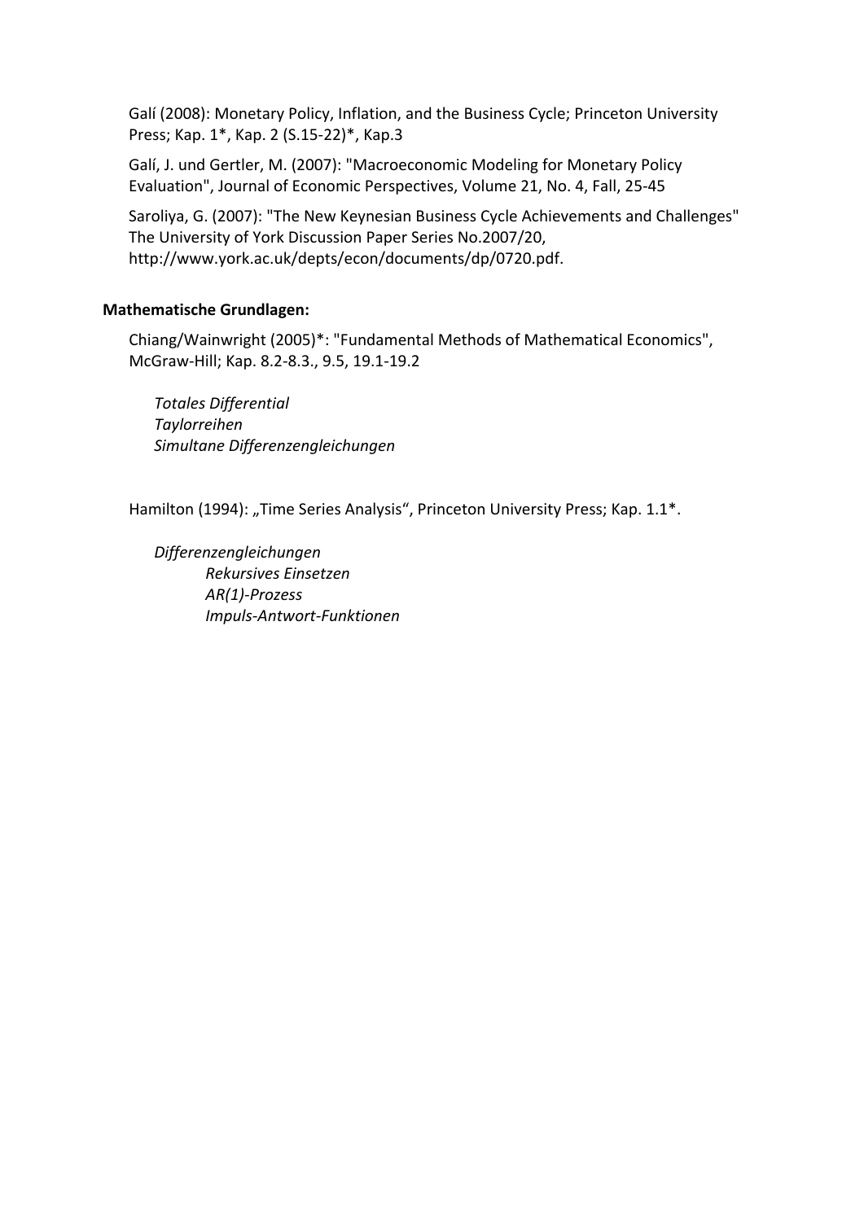Galí (2008): Monetary Policy, Inflation, and the Business Cycle; Princeton University Press; Kap. 1*, Kap. 2 (S.15-22)*, Kap.3

Galí, J. und Gertler, M. (2007): "Macroeconomic Modeling for Monetary Policy Evaluation", Journal of Economic Perspectives, Volume 21, No. 4, Fall, 25-45

Saroliya, G. (2007): "The New Keynesian Business Cycle Achievements and Challenges" The University of York Discussion Paper Series No.2007/20, http://www.york.ac.uk/depts/econ/documents/dp/0720.pdf.

**Mathematische Grundlagen:**

Chiang/Wainwright (2005)*: "Fundamental Methods of Mathematical Economics", McGraw-Hill; Kap. 8.2-8.3., 9.5, 19.1-19.2

*Totales Differential*
*Taylorreihen*
*Simultane Differenzengleichungen*

Hamilton (1994): „Time Series Analysis", Princeton University Press; Kap. 1.1*.

*Differenzengleichungen*

- *Rekursives Einsetzen*
- *AR(1)-Prozess*
- *Impuls-Antwort-Funktionen*